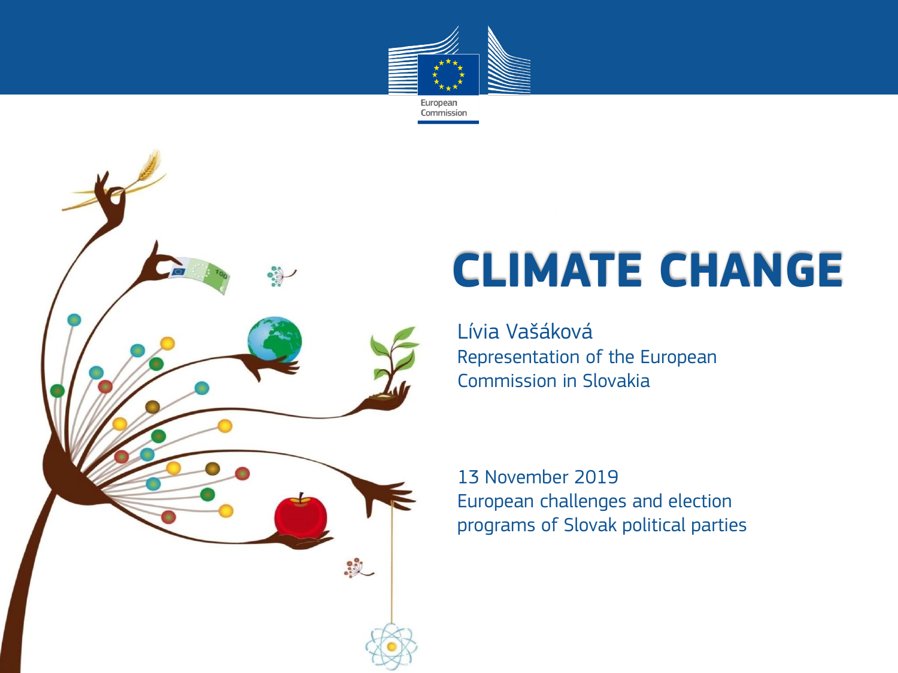European Commission

# CLIMATE CHANGE

Lívia Vašáková
Representation of the European Commission in Slovakia

13 November 2019
European challenges and election programs of Slovak political parties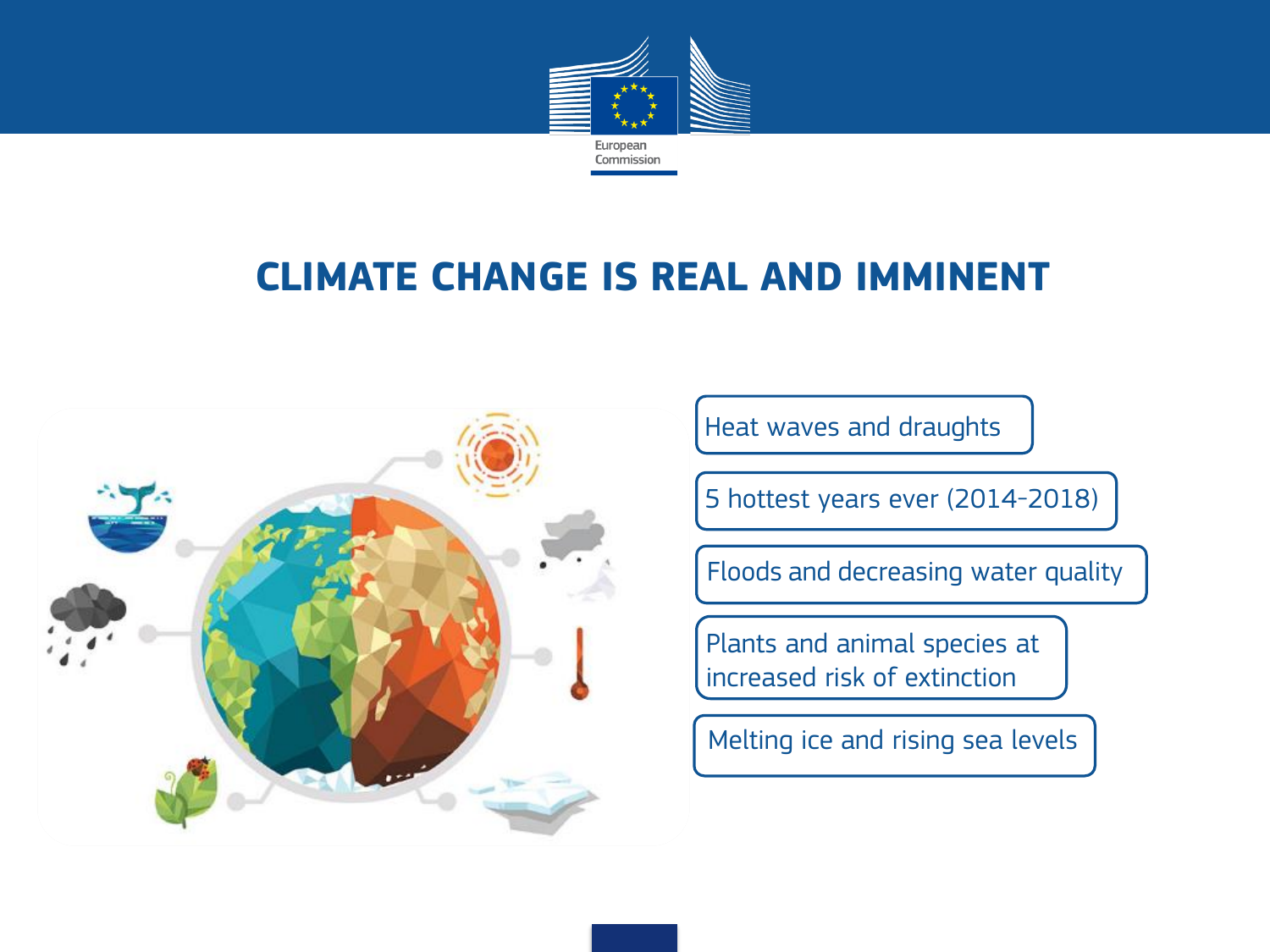# CLIMATE CHANGE IS REAL AND IMMINENT

- Heat waves and draughts
- 5 hottest years ever (2014-2018)
- Floods and decreasing water quality
- Plants and animal species at increased risk of extinction
- Melting ice and rising sea levels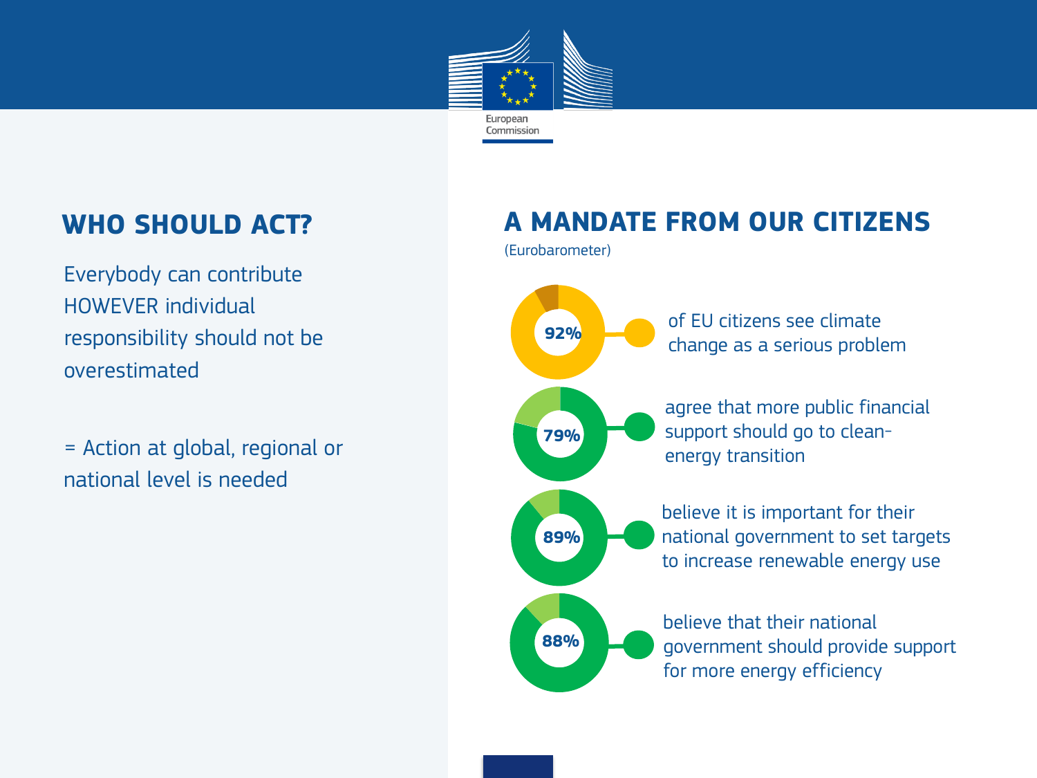## WHO SHOULD ACT?

Everybody can contribute HOWEVER individual responsibility should not be overestimated

= Action at global, regional or national level is needed

## A MANDATE FROM OUR CITIZENS

(Eurobarometer)

**92%** of EU citizens see climate change as a serious problem

**79%** agree that more public financial support should go to clean-energy transition

**89%** believe it is important for their national government to set targets to increase renewable energy use

**88%** believe that their national government should provide support for more energy efficiency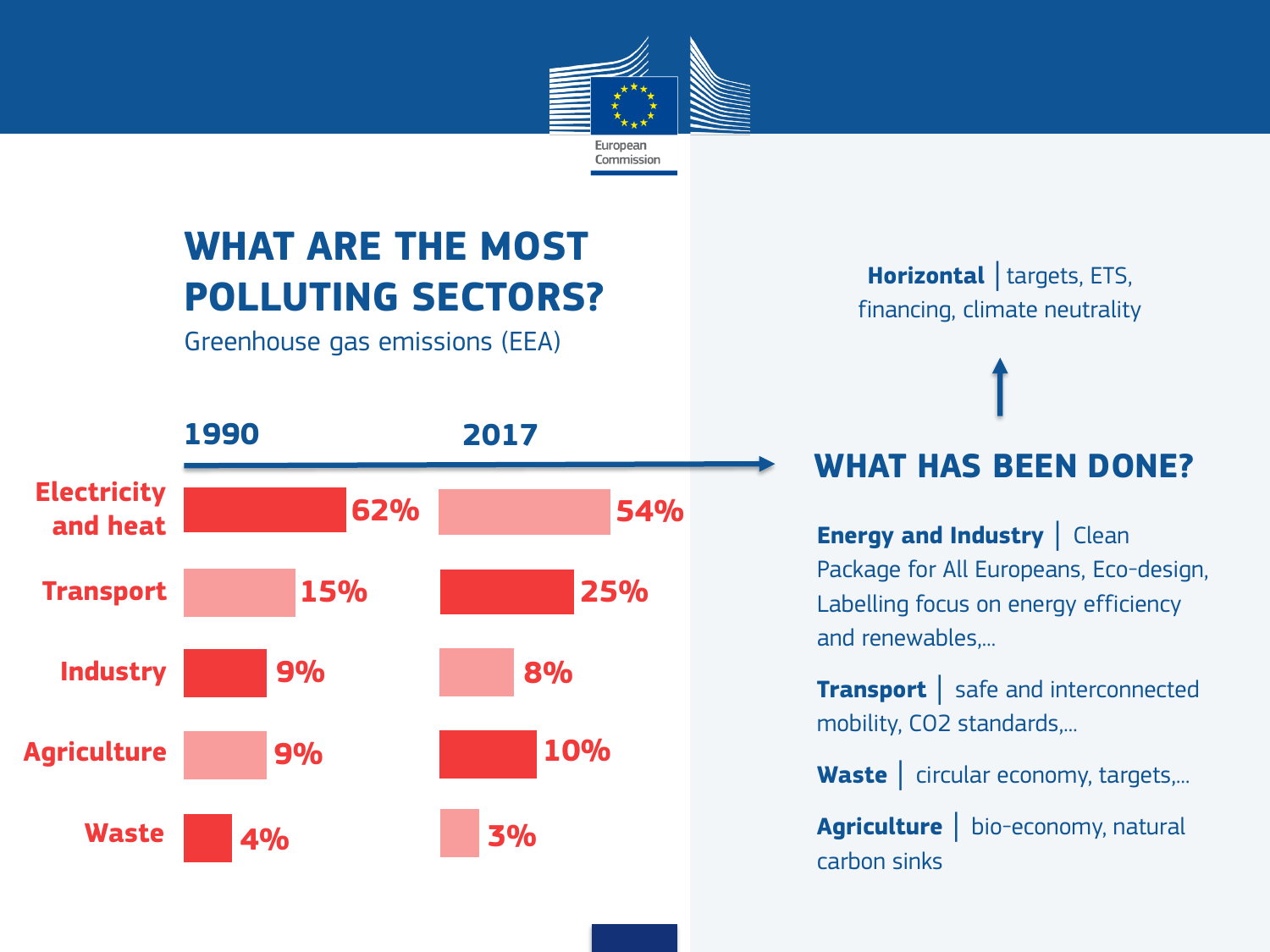# WHAT ARE THE MOST POLLUTING SECTORS?

Greenhouse gas emissions (EEA)

| Sector | 1990 | 2017 |
| --- | --- | --- |
| Electricity and heat | 62% | 54% |
| Transport | 15% | 25% |
| Industry | 9% | 8% |
| Agriculture | 9% | 10% |
| Waste | 4% | 3% |

**Horizontal** | targets, ETS, financing, climate neutrality

## WHAT HAS BEEN DONE?

**Energy and Industry** | Clean Package for All Europeans, Eco-design, Labelling focus on energy efficiency and renewables,...

**Transport** | safe and interconnected mobility, CO2 standards,...

**Waste** | circular economy, targets,...

**Agriculture** | bio-economy, natural carbon sinks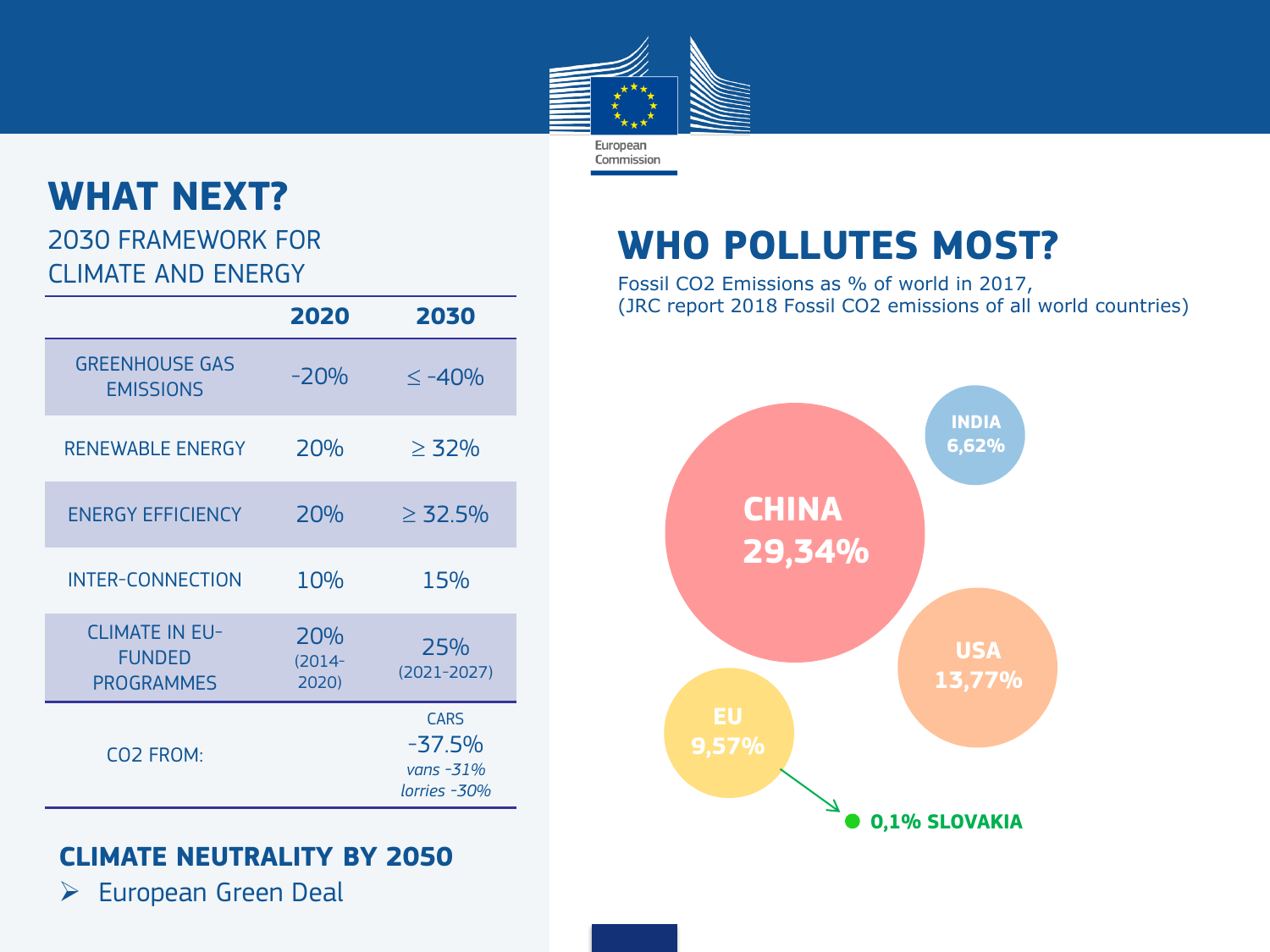European Commission

## WHAT NEXT?

2030 FRAMEWORK FOR CLIMATE AND ENERGY

| | 2020 | 2030 |
|---|---|---|
| GREENHOUSE GAS EMISSIONS | -20% | ≤ -40% |
| RENEWABLE ENERGY | 20% | ≥ 32% |
| ENERGY EFFICIENCY | 20% | ≥ 32.5% |
| INTER-CONNECTION | 10% | 15% |
| CLIMATE IN EU-FUNDED PROGRAMMES | 20% (2014-2020) | 25% (2021-2027) |
| CO2 FROM: | | CARS -37.5% *vans -31%* *lorries -30%* |

### CLIMATE NEUTRALITY BY 2050

- European Green Deal

## WHO POLLUTES MOST?

Fossil $CO_2$ Emissions as % of world in 2017, (JRC report 2018 Fossil $CO_2$ emissions of all world countries)

- **CHINA 29,34%**
- **INDIA 6,62%**
- **USA 13,77%**
- **EU 9,57%**
- **0,1% SLOVAKIA**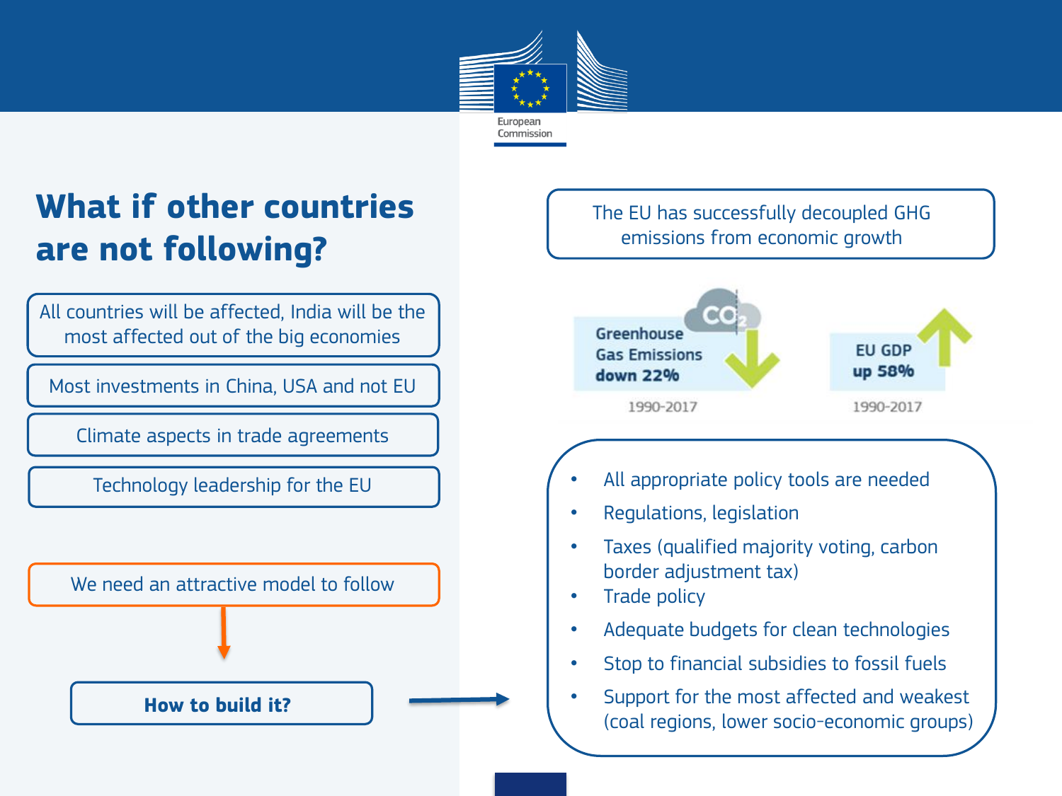# What if other countries are not following?

All countries will be affected, India will be the most affected out of the big economies

Most investments in China, USA and not EU

Climate aspects in trade agreements

Technology leadership for the EU

We need an attractive model to follow

**How to build it?**

The EU has successfully decoupled GHG emissions from economic growth

Greenhouse Gas Emissions **down 22%** ($CO_2$)
1990-2017

EU GDP **up 58%**
1990-2017

- All appropriate policy tools are needed
- Regulations, legislation
- Taxes (qualified majority voting, carbon border adjustment tax)
- Trade policy
- Adequate budgets for clean technologies
- Stop to financial subsidies to fossil fuels
- Support for the most affected and weakest (coal regions, lower socio-economic groups)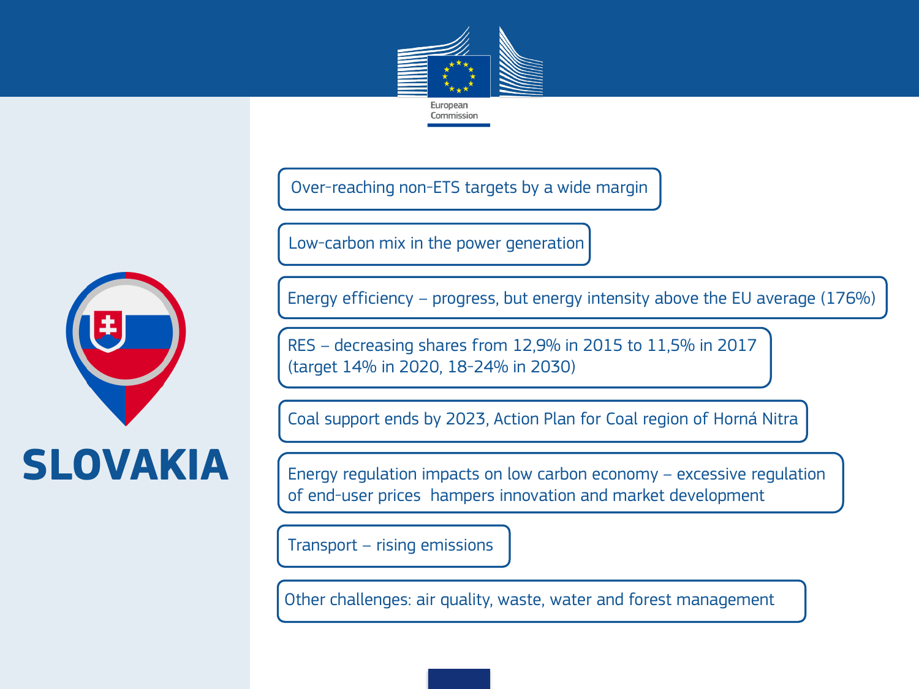# SLOVAKIA

- Over-reaching non-ETS targets by a wide margin
- Low-carbon mix in the power generation
- Energy efficiency – progress, but energy intensity above the EU average (176%)
- RES – decreasing shares from 12,9% in 2015 to 11,5% in 2017 (target 14% in 2020, 18-24% in 2030)
- Coal support ends by 2023, Action Plan for Coal region of Horná Nitra
- Energy regulation impacts on low carbon economy – excessive regulation of end-user prices hampers innovation and market development
- Transport – rising emissions
- Other challenges: air quality, waste, water and forest management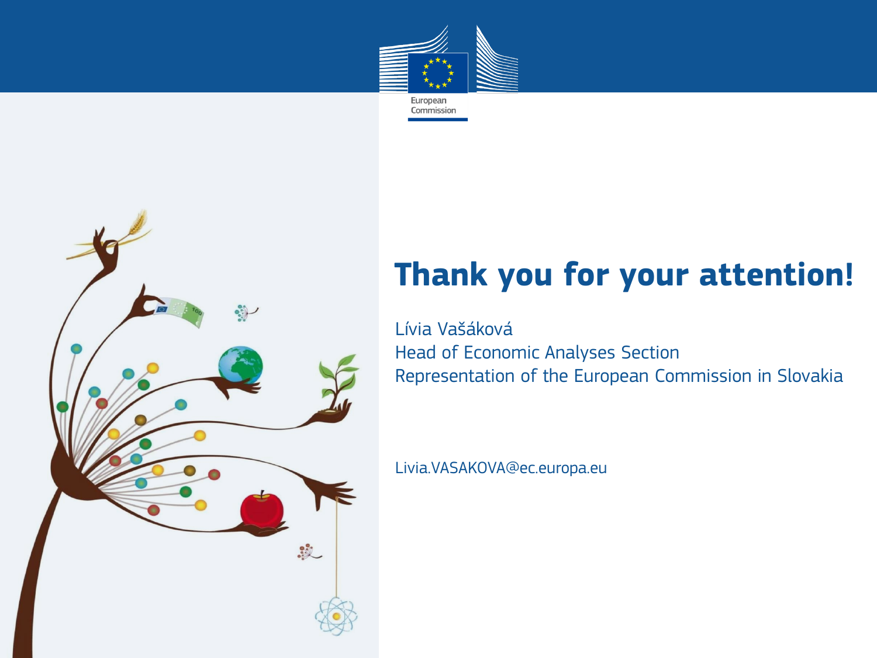# Thank you for your attention!

Lívia Vašáková
Head of Economic Analyses Section
Representation of the European Commission in Slovakia

Livia.VASAKOVA@ec.europa.eu